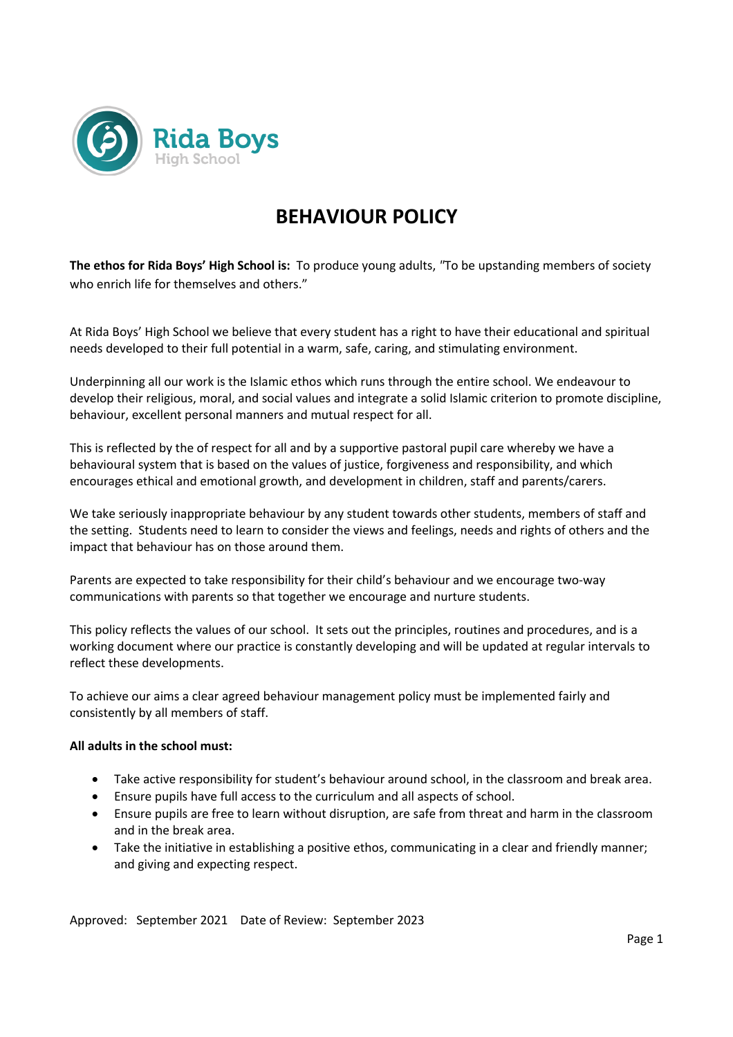Rida Boys
High School

# BEHAVIOUR POLICY

**The ethos for Rida Boys' High School is:** To produce young adults, "To be upstanding members of society who enrich life for themselves and others."

At Rida Boys' High School we believe that every student has a right to have their educational and spiritual needs developed to their full potential in a warm, safe, caring, and stimulating environment.

Underpinning all our work is the Islamic ethos which runs through the entire school. We endeavour to develop their religious, moral, and social values and integrate a solid Islamic criterion to promote discipline, behaviour, excellent personal manners and mutual respect for all.

This is reflected by the of respect for all and by a supportive pastoral pupil care whereby we have a behavioural system that is based on the values of justice, forgiveness and responsibility, and which encourages ethical and emotional growth, and development in children, staff and parents/carers.

We take seriously inappropriate behaviour by any student towards other students, members of staff and the setting. Students need to learn to consider the views and feelings, needs and rights of others and the impact that behaviour has on those around them.

Parents are expected to take responsibility for their child's behaviour and we encourage two-way communications with parents so that together we encourage and nurture students.

This policy reflects the values of our school. It sets out the principles, routines and procedures, and is a working document where our practice is constantly developing and will be updated at regular intervals to reflect these developments.

To achieve our aims a clear agreed behaviour management policy must be implemented fairly and consistently by all members of staff.

**All adults in the school must:**

- Take active responsibility for student's behaviour around school, in the classroom and break area.
- Ensure pupils have full access to the curriculum and all aspects of school.
- Ensure pupils are free to learn without disruption, are safe from threat and harm in the classroom and in the break area.
- Take the initiative in establishing a positive ethos, communicating in a clear and friendly manner; and giving and expecting respect.

Approved: September 2021 Date of Review: September 2023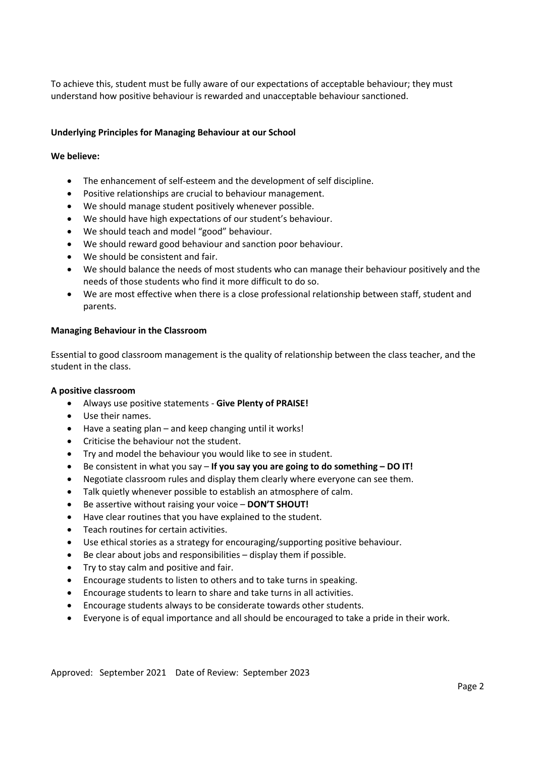To achieve this, student must be fully aware of our expectations of acceptable behaviour; they must understand how positive behaviour is rewarded and unacceptable behaviour sanctioned.

**Underlying Principles for Managing Behaviour at our School**

**We believe:**

- The enhancement of self-esteem and the development of self discipline.
- Positive relationships are crucial to behaviour management.
- We should manage student positively whenever possible.
- We should have high expectations of our student's behaviour.
- We should teach and model "good" behaviour.
- We should reward good behaviour and sanction poor behaviour.
- We should be consistent and fair.
- We should balance the needs of most students who can manage their behaviour positively and the needs of those students who find it more difficult to do so.
- We are most effective when there is a close professional relationship between staff, student and parents.

**Managing Behaviour in the Classroom**

Essential to good classroom management is the quality of relationship between the class teacher, and the student in the class.

**A positive classroom**

- Always use positive statements - **Give Plenty of PRAISE!**
- Use their names.
- Have a seating plan – and keep changing until it works!
- Criticise the behaviour not the student.
- Try and model the behaviour you would like to see in student.
- Be consistent in what you say – **If you say you are going to do something – DO IT!**
- Negotiate classroom rules and display them clearly where everyone can see them.
- Talk quietly whenever possible to establish an atmosphere of calm.
- Be assertive without raising your voice – **DON'T SHOUT!**
- Have clear routines that you have explained to the student.
- Teach routines for certain activities.
- Use ethical stories as a strategy for encouraging/supporting positive behaviour.
- Be clear about jobs and responsibilities – display them if possible.
- Try to stay calm and positive and fair.
- Encourage students to listen to others and to take turns in speaking.
- Encourage students to learn to share and take turns in all activities.
- Encourage students always to be considerate towards other students.
- Everyone is of equal importance and all should be encouraged to take a pride in their work.

Approved: September 2021 Date of Review: September 2023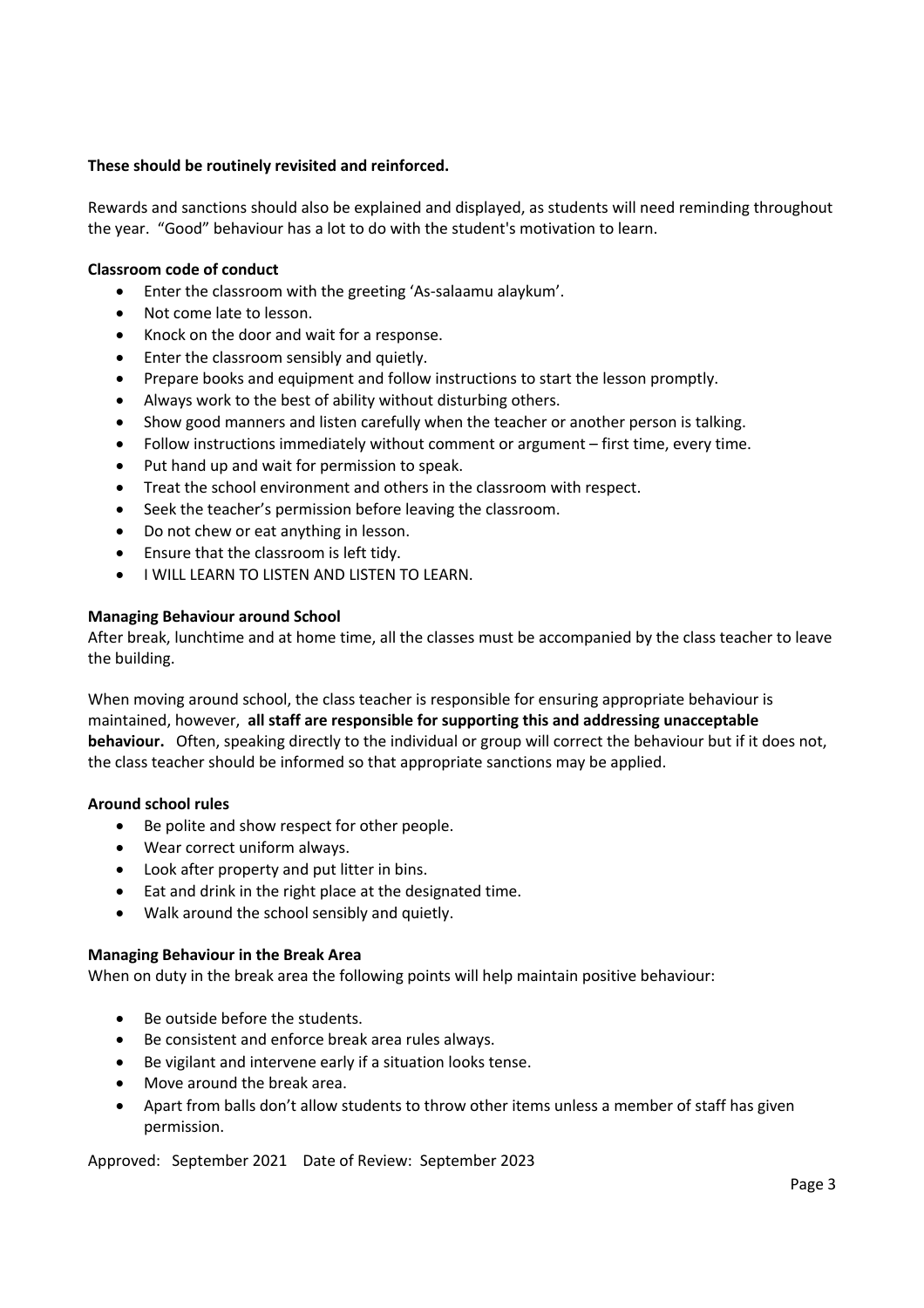**These should be routinely revisited and reinforced.**

Rewards and sanctions should also be explained and displayed, as students will need reminding throughout the year. "Good" behaviour has a lot to do with the student's motivation to learn.

**Classroom code of conduct**

- Enter the classroom with the greeting 'As-salaamu alaykum'.
- Not come late to lesson.
- Knock on the door and wait for a response.
- Enter the classroom sensibly and quietly.
- Prepare books and equipment and follow instructions to start the lesson promptly.
- Always work to the best of ability without disturbing others.
- Show good manners and listen carefully when the teacher or another person is talking.
- Follow instructions immediately without comment or argument – first time, every time.
- Put hand up and wait for permission to speak.
- Treat the school environment and others in the classroom with respect.
- Seek the teacher's permission before leaving the classroom.
- Do not chew or eat anything in lesson.
- Ensure that the classroom is left tidy.
- I WILL LEARN TO LISTEN AND LISTEN TO LEARN.

**Managing Behaviour around School**

After break, lunchtime and at home time, all the classes must be accompanied by the class teacher to leave the building.

When moving around school, the class teacher is responsible for ensuring appropriate behaviour is maintained, however, **all staff are responsible for supporting this and addressing unacceptable behaviour.** Often, speaking directly to the individual or group will correct the behaviour but if it does not, the class teacher should be informed so that appropriate sanctions may be applied.

**Around school rules**

- Be polite and show respect for other people.
- Wear correct uniform always.
- Look after property and put litter in bins.
- Eat and drink in the right place at the designated time.
- Walk around the school sensibly and quietly.

**Managing Behaviour in the Break Area**

When on duty in the break area the following points will help maintain positive behaviour:

- Be outside before the students.
- Be consistent and enforce break area rules always.
- Be vigilant and intervene early if a situation looks tense.
- Move around the break area.
- Apart from balls don't allow students to throw other items unless a member of staff has given permission.

Approved: September 2021 Date of Review: September 2023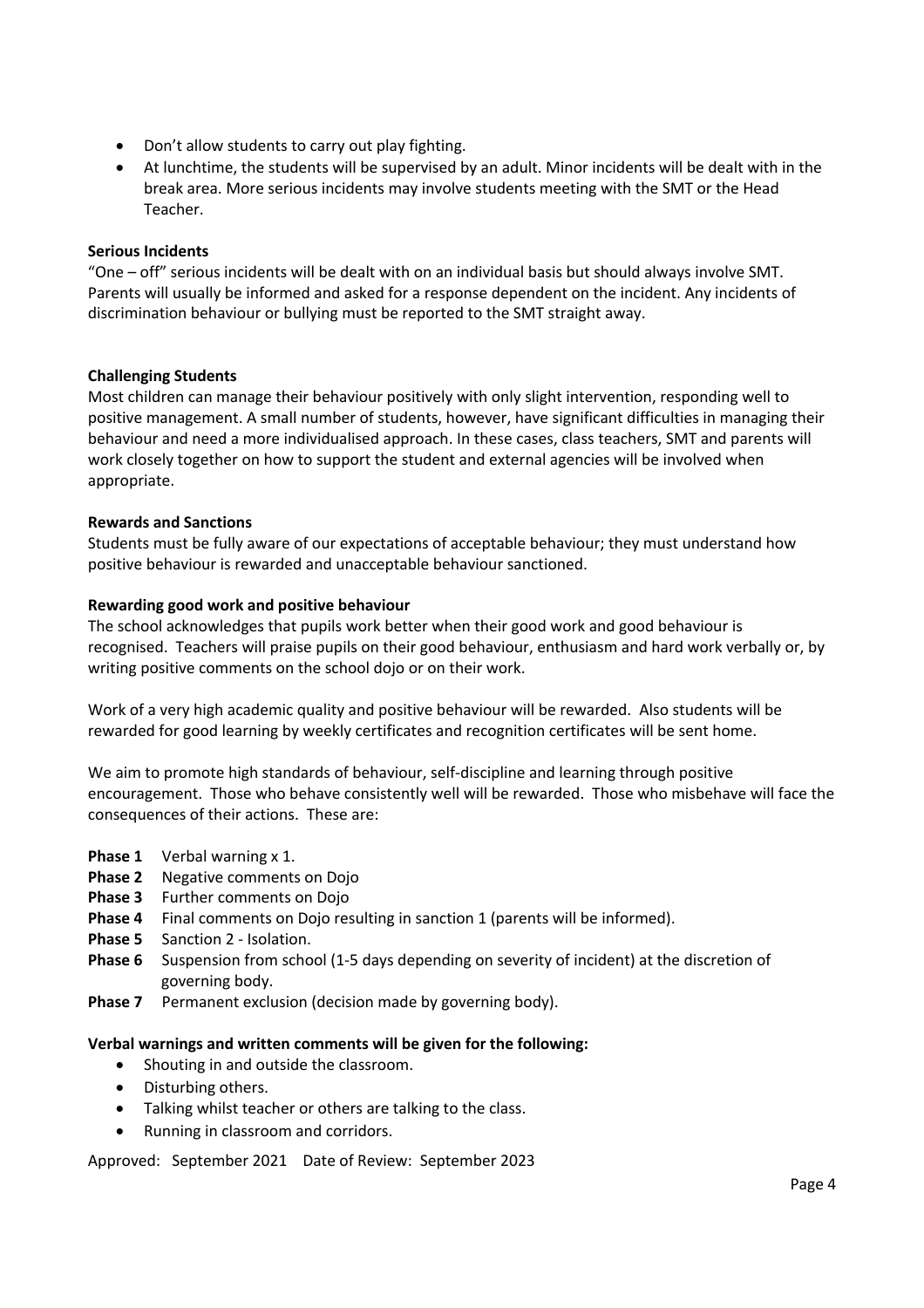- Don't allow students to carry out play fighting.
- At lunchtime, the students will be supervised by an adult. Minor incidents will be dealt with in the break area. More serious incidents may involve students meeting with the SMT or the Head Teacher.

**Serious Incidents**

"One – off" serious incidents will be dealt with on an individual basis but should always involve SMT. Parents will usually be informed and asked for a response dependent on the incident. Any incidents of discrimination behaviour or bullying must be reported to the SMT straight away.

**Challenging Students**

Most children can manage their behaviour positively with only slight intervention, responding well to positive management. A small number of students, however, have significant difficulties in managing their behaviour and need a more individualised approach. In these cases, class teachers, SMT and parents will work closely together on how to support the student and external agencies will be involved when appropriate.

**Rewards and Sanctions**

Students must be fully aware of our expectations of acceptable behaviour; they must understand how positive behaviour is rewarded and unacceptable behaviour sanctioned.

**Rewarding good work and positive behaviour**

The school acknowledges that pupils work better when their good work and good behaviour is recognised. Teachers will praise pupils on their good behaviour, enthusiasm and hard work verbally or, by writing positive comments on the school dojo or on their work.

Work of a very high academic quality and positive behaviour will be rewarded. Also students will be rewarded for good learning by weekly certificates and recognition certificates will be sent home.

We aim to promote high standards of behaviour, self-discipline and learning through positive encouragement. Those who behave consistently well will be rewarded. Those who misbehave will face the consequences of their actions. These are:

**Phase 1** Verbal warning x 1.
**Phase 2** Negative comments on Dojo
**Phase 3** Further comments on Dojo
**Phase 4** Final comments on Dojo resulting in sanction 1 (parents will be informed).
**Phase 5** Sanction 2 - Isolation.
**Phase 6** Suspension from school (1-5 days depending on severity of incident) at the discretion of governing body.
**Phase 7** Permanent exclusion (decision made by governing body).

**Verbal warnings and written comments will be given for the following:**

- Shouting in and outside the classroom.
- Disturbing others.
- Talking whilst teacher or others are talking to the class.
- Running in classroom and corridors.

Approved: September 2021 Date of Review: September 2023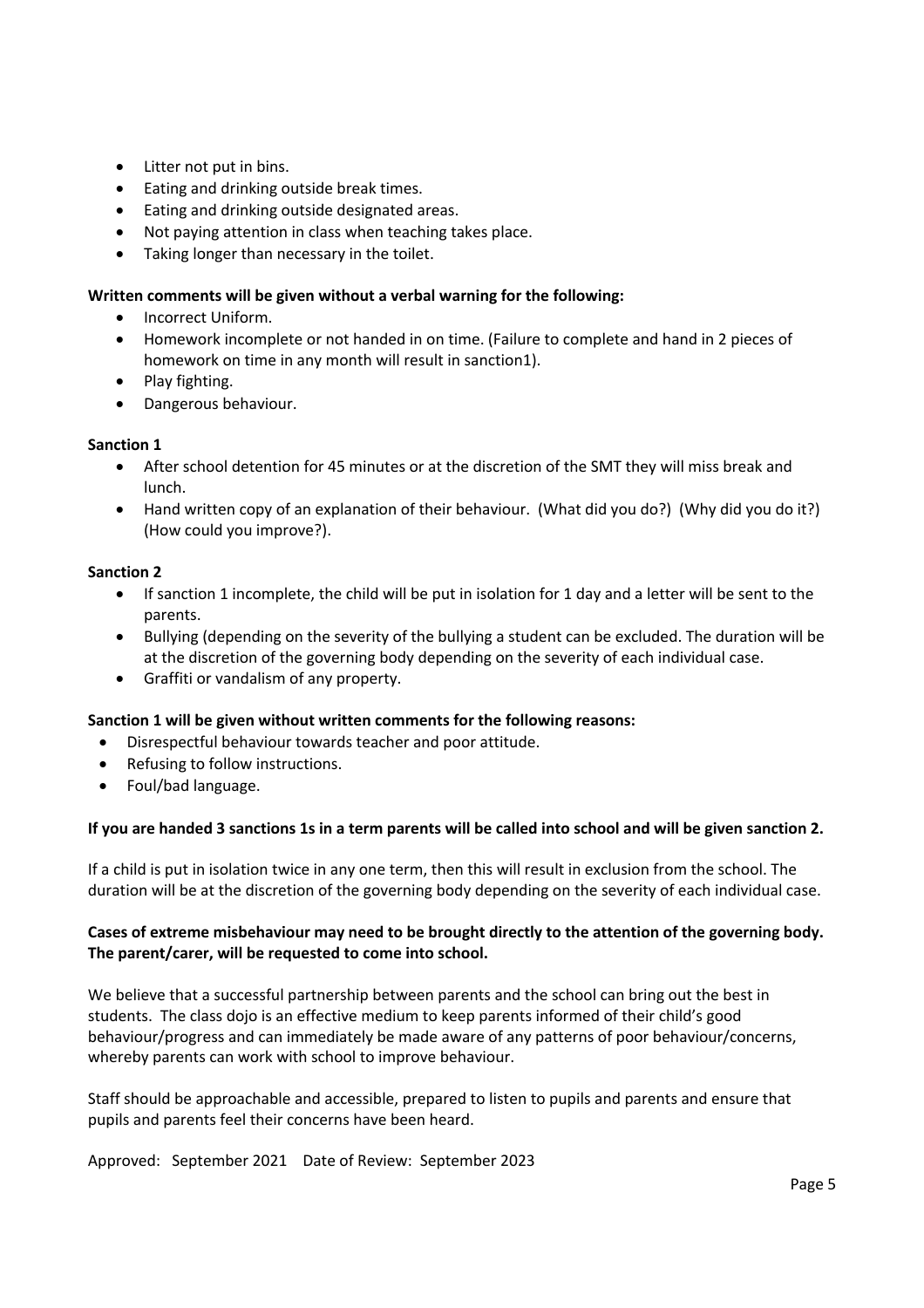- Litter not put in bins.
- Eating and drinking outside break times.
- Eating and drinking outside designated areas.
- Not paying attention in class when teaching takes place.
- Taking longer than necessary in the toilet.

**Written comments will be given without a verbal warning for the following:**

- Incorrect Uniform.
- Homework incomplete or not handed in on time. (Failure to complete and hand in 2 pieces of homework on time in any month will result in sanction1).
- Play fighting.
- Dangerous behaviour.

**Sanction 1**

- After school detention for 45 minutes or at the discretion of the SMT they will miss break and lunch.
- Hand written copy of an explanation of their behaviour. (What did you do?) (Why did you do it?) (How could you improve?).

**Sanction 2**

- If sanction 1 incomplete, the child will be put in isolation for 1 day and a letter will be sent to the parents.
- Bullying (depending on the severity of the bullying a student can be excluded. The duration will be at the discretion of the governing body depending on the severity of each individual case.
- Graffiti or vandalism of any property.

**Sanction 1 will be given without written comments for the following reasons:**

- Disrespectful behaviour towards teacher and poor attitude.
- Refusing to follow instructions.
- Foul/bad language.

**If you are handed 3 sanctions 1s in a term parents will be called into school and will be given sanction 2.**

If a child is put in isolation twice in any one term, then this will result in exclusion from the school. The duration will be at the discretion of the governing body depending on the severity of each individual case.

**Cases of extreme misbehaviour may need to be brought directly to the attention of the governing body. The parent/carer, will be requested to come into school.**

We believe that a successful partnership between parents and the school can bring out the best in students. The class dojo is an effective medium to keep parents informed of their child's good behaviour/progress and can immediately be made aware of any patterns of poor behaviour/concerns, whereby parents can work with school to improve behaviour.

Staff should be approachable and accessible, prepared to listen to pupils and parents and ensure that pupils and parents feel their concerns have been heard.

Approved: September 2021 Date of Review: September 2023